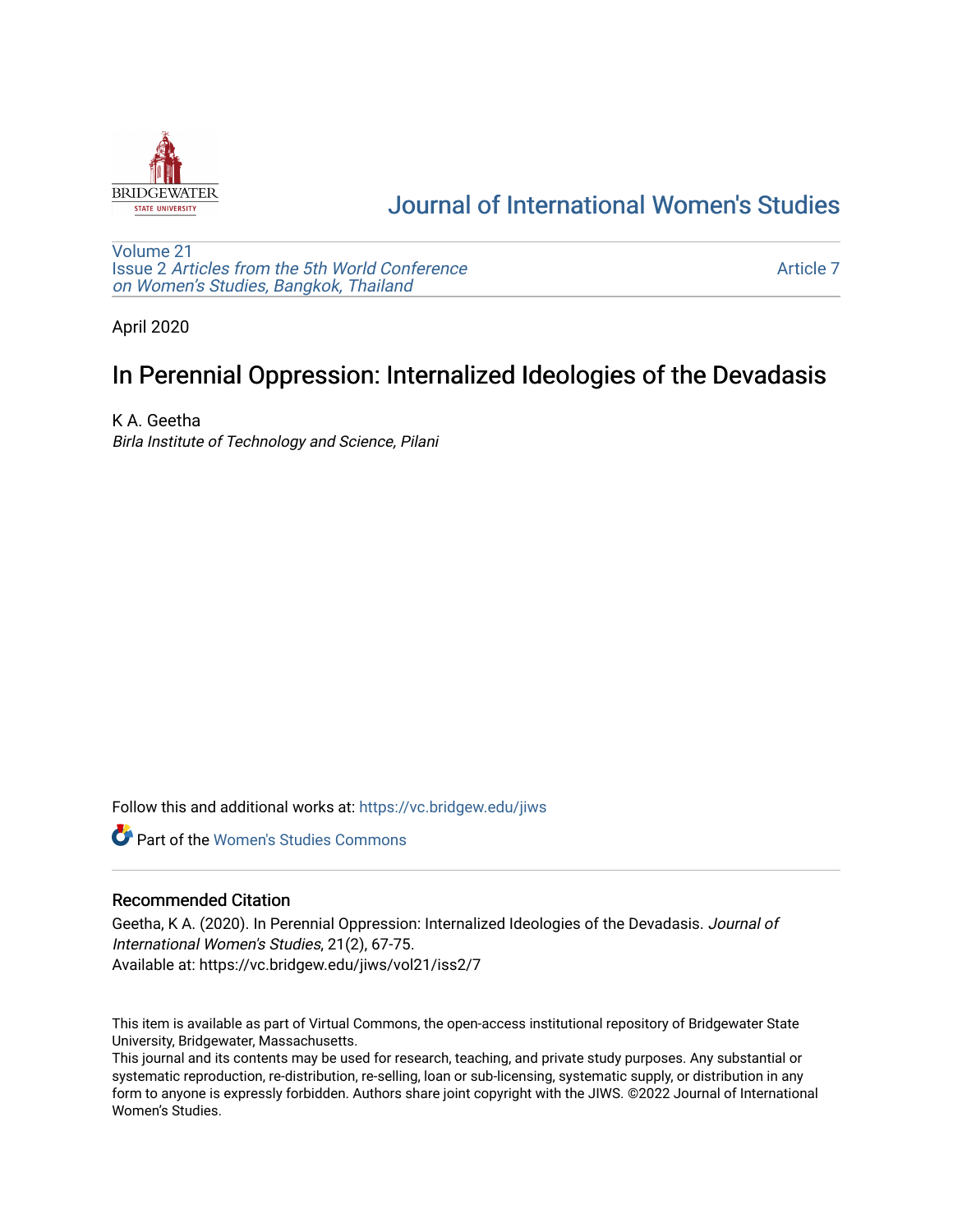# Journal of International Women's Studies

Volume 21
Issue 2 *Articles from the 5th World Conference on Women's Studies, Bangkok, Thailand*

Article 7

April 2020

# In Perennial Oppression: Internalized Ideologies of the Devadasis

K A. Geetha
*Birla Institute of Technology and Science, Pilani*

Follow this and additional works at: https://vc.bridgew.edu/jiws

Part of the Women's Studies Commons

## Recommended Citation

Geetha, K A. (2020). In Perennial Oppression: Internalized Ideologies of the Devadasis. *Journal of International Women's Studies*, 21(2), 67-75.
Available at: https://vc.bridgew.edu/jiws/vol21/iss2/7

This item is available as part of Virtual Commons, the open-access institutional repository of Bridgewater State University, Bridgewater, Massachusetts.
This journal and its contents may be used for research, teaching, and private study purposes. Any substantial or systematic reproduction, re-distribution, re-selling, loan or sub-licensing, systematic supply, or distribution in any form to anyone is expressly forbidden. Authors share joint copyright with the JIWS. ©2022 Journal of International Women's Studies.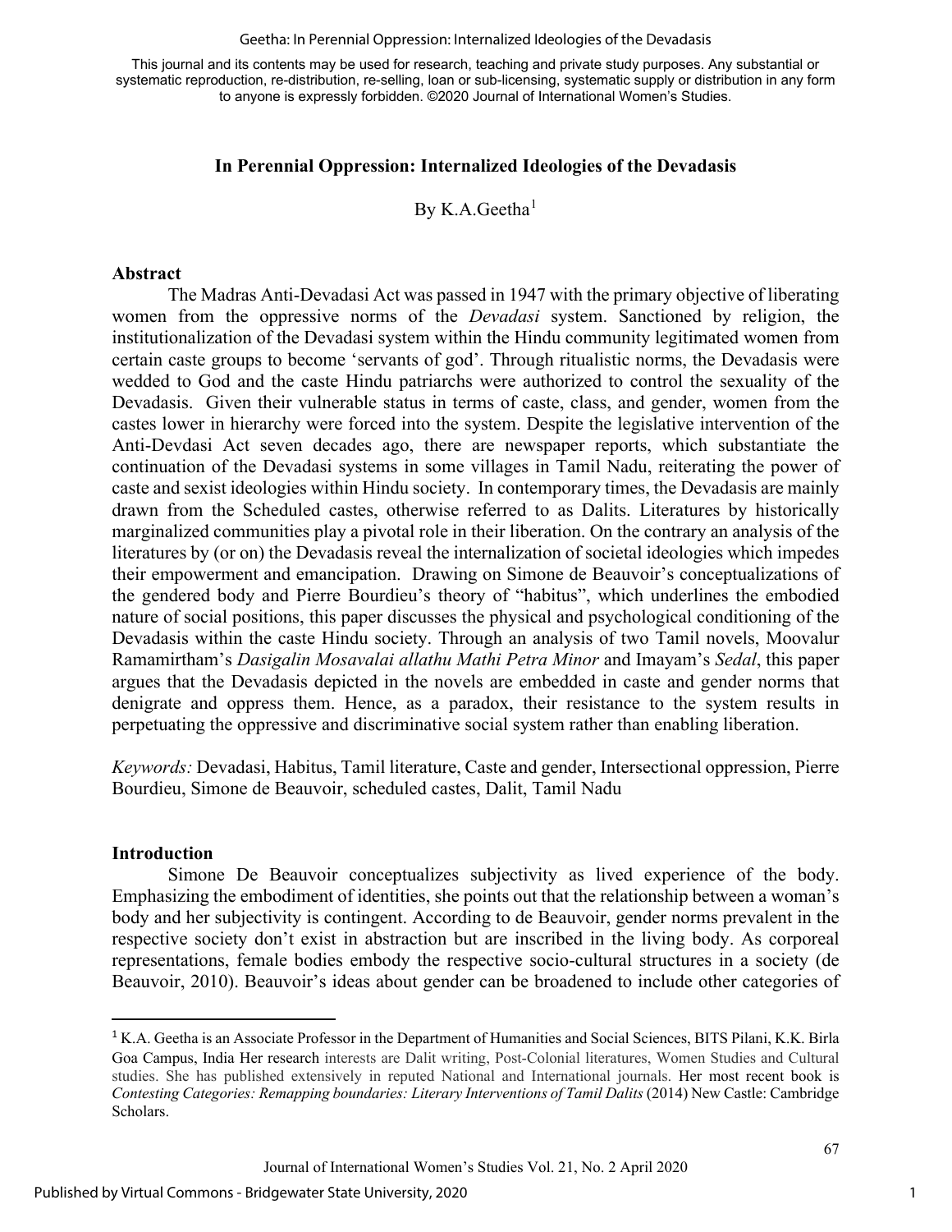# In Perennial Oppression: Internalized Ideologies of the Devadasis

By K.A.Geetha[1]

## Abstract

The Madras Anti-Devadasi Act was passed in 1947 with the primary objective of liberating women from the oppressive norms of the *Devadasi* system. Sanctioned by religion, the institutionalization of the Devadasi system within the Hindu community legitimated women from certain caste groups to become 'servants of god'. Through ritualistic norms, the Devadasis were wedded to God and the caste Hindu patriarchs were authorized to control the sexuality of the Devadasis. Given their vulnerable status in terms of caste, class, and gender, women from the castes lower in hierarchy were forced into the system. Despite the legislative intervention of the Anti-Devdasi Act seven decades ago, there are newspaper reports, which substantiate the continuation of the Devadasi systems in some villages in Tamil Nadu, reiterating the power of caste and sexist ideologies within Hindu society. In contemporary times, the Devadasis are mainly drawn from the Scheduled castes, otherwise referred to as Dalits. Literatures by historically marginalized communities play a pivotal role in their liberation. On the contrary an analysis of the literatures by (or on) the Devadasis reveal the internalization of societal ideologies which impedes their empowerment and emancipation. Drawing on Simone de Beauvoir's conceptualizations of the gendered body and Pierre Bourdieu's theory of "habitus", which underlines the embodied nature of social positions, this paper discusses the physical and psychological conditioning of the Devadasis within the caste Hindu society. Through an analysis of two Tamil novels, Moovalur Ramamirtham's *Dasigalin Mosavalai allathu Mathi Petra Minor* and Imayam's *Sedal*, this paper argues that the Devadasis depicted in the novels are embedded in caste and gender norms that denigrate and oppress them. Hence, as a paradox, their resistance to the system results in perpetuating the oppressive and discriminative social system rather than enabling liberation.

*Keywords:* Devadasi, Habitus, Tamil literature, Caste and gender, Intersectional oppression, Pierre Bourdieu, Simone de Beauvoir, scheduled castes, Dalit, Tamil Nadu

## Introduction

Simone De Beauvoir conceptualizes subjectivity as lived experience of the body. Emphasizing the embodiment of identities, she points out that the relationship between a woman's body and her subjectivity is contingent. According to de Beauvoir, gender norms prevalent in the respective society don't exist in abstraction but are inscribed in the living body. As corporeal representations, female bodies embody the respective socio-cultural structures in a society (de Beauvoir, 2010). Beauvoir's ideas about gender can be broadened to include other categories of

---

[1] K.A. Geetha is an Associate Professor in the Department of Humanities and Social Sciences, BITS Pilani, K.K. Birla Goa Campus, India Her research interests are Dalit writing, Post-Colonial literatures, Women Studies and Cultural studies. She has published extensively in reputed National and International journals. Her most recent book is *Contesting Categories: Remapping boundaries: Literary Interventions of Tamil Dalits* (2014) New Castle: Cambridge Scholars.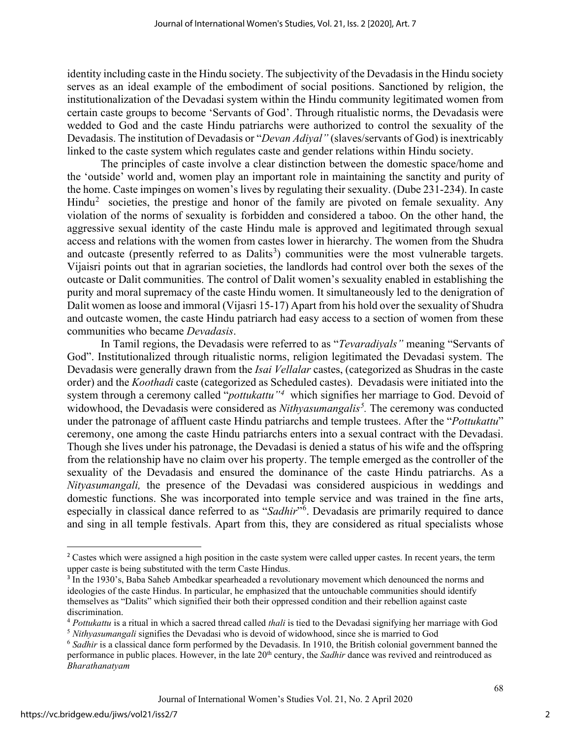identity including caste in the Hindu society. The subjectivity of the Devadasis in the Hindu society serves as an ideal example of the embodiment of social positions. Sanctioned by religion, the institutionalization of the Devadasi system within the Hindu community legitimated women from certain caste groups to become 'Servants of God'. Through ritualistic norms, the Devadasis were wedded to God and the caste Hindu patriarchs were authorized to control the sexuality of the Devadasis. The institution of Devadasis or "*Devan Adiyal"* (slaves/servants of God) is inextricably linked to the caste system which regulates caste and gender relations within Hindu society.

The principles of caste involve a clear distinction between the domestic space/home and the 'outside' world and, women play an important role in maintaining the sanctity and purity of the home. Caste impinges on women's lives by regulating their sexuality. (Dube 231-234). In caste Hindu[2] societies, the prestige and honor of the family are pivoted on female sexuality. Any violation of the norms of sexuality is forbidden and considered a taboo. On the other hand, the aggressive sexual identity of the caste Hindu male is approved and legitimated through sexual access and relations with the women from castes lower in hierarchy. The women from the Shudra and outcaste (presently referred to as Dalits[3]) communities were the most vulnerable targets. Vijaisri points out that in agrarian societies, the landlords had control over both the sexes of the outcaste or Dalit communities. The control of Dalit women's sexuality enabled in establishing the purity and moral supremacy of the caste Hindu women. It simultaneously led to the denigration of Dalit women as loose and immoral (Vijasri 15-17) Apart from his hold over the sexuality of Shudra and outcaste women, the caste Hindu patriarch had easy access to a section of women from these communities who became *Devadasis*.

In Tamil regions, the Devadasis were referred to as "*Tevaradiyals"* meaning "Servants of God". Institutionalized through ritualistic norms, religion legitimated the Devadasi system. The Devadasis were generally drawn from the *Isai Vellalar* castes, (categorized as Shudras in the caste order) and the *Koothadi* caste (categorized as Scheduled castes). Devadasis were initiated into the system through a ceremony called "*pottukattu"*[4] which signifies her marriage to God. Devoid of widowhood, the Devadasis were considered as *Nithyasumangalis*[5]. The ceremony was conducted under the patronage of affluent caste Hindu patriarchs and temple trustees. After the "*Pottukattu*" ceremony, one among the caste Hindu patriarchs enters into a sexual contract with the Devadasi. Though she lives under his patronage, the Devadasi is denied a status of his wife and the offspring from the relationship have no claim over his property. The temple emerged as the controller of the sexuality of the Devadasis and ensured the dominance of the caste Hindu patriarchs. As a *Nityasumangali,* the presence of the Devadasi was considered auspicious in weddings and domestic functions. She was incorporated into temple service and was trained in the fine arts, especially in classical dance referred to as "*Sadhir*"[6]. Devadasis are primarily required to dance and sing in all temple festivals. Apart from this, they are considered as ritual specialists whose

---

[2] Castes which were assigned a high position in the caste system were called upper castes. In recent years, the term upper caste is being substituted with the term Caste Hindus.

[3] In the 1930's, Baba Saheb Ambedkar spearheaded a revolutionary movement which denounced the norms and ideologies of the caste Hindus. In particular, he emphasized that the untouchable communities should identify themselves as "Dalits" which signified their both their oppressed condition and their rebellion against caste discrimination.

[4] *Pottukattu* is a ritual in which a sacred thread called *thali* is tied to the Devadasi signifying her marriage with God

[5] *Nithyasumangali* signifies the Devadasi who is devoid of widowhood, since she is married to God

[6] *Sadhir* is a classical dance form performed by the Devadasis. In 1910, the British colonial government banned the performance in public places. However, in the late 20th century, the *Sadhir* dance was revived and reintroduced as *Bharathanatyam*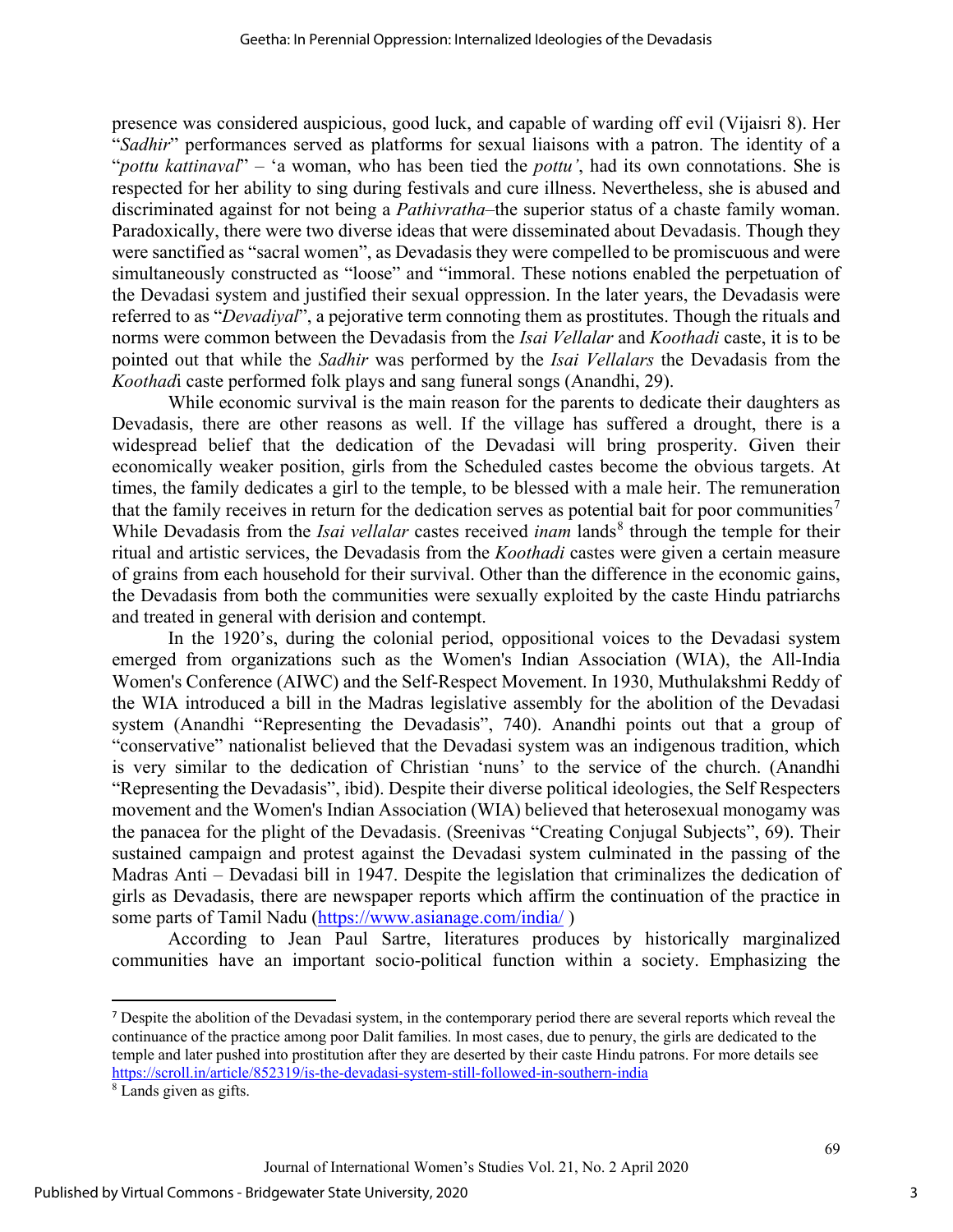presence was considered auspicious, good luck, and capable of warding off evil (Vijaisri 8). Her "*Sadhir*" performances served as platforms for sexual liaisons with a patron. The identity of a "*pottu kattinaval*" – 'a woman, who has been tied the *pottu'*, had its own connotations. She is respected for her ability to sing during festivals and cure illness. Nevertheless, she is abused and discriminated against for not being a *Pathivratha*–the superior status of a chaste family woman. Paradoxically, there were two diverse ideas that were disseminated about Devadasis. Though they were sanctified as "sacral women", as Devadasis they were compelled to be promiscuous and were simultaneously constructed as "loose" and "immoral. These notions enabled the perpetuation of the Devadasi system and justified their sexual oppression. In the later years, the Devadasis were referred to as "*Devadiyal*", a pejorative term connoting them as prostitutes. Though the rituals and norms were common between the Devadasis from the *Isai Vellalar* and *Koothadi* caste, it is to be pointed out that while the *Sadhir* was performed by the *Isai Vellalars* the Devadasis from the *Koothad*i caste performed folk plays and sang funeral songs (Anandhi, 29).

While economic survival is the main reason for the parents to dedicate their daughters as Devadasis, there are other reasons as well. If the village has suffered a drought, there is a widespread belief that the dedication of the Devadasi will bring prosperity. Given their economically weaker position, girls from the Scheduled castes become the obvious targets. At times, the family dedicates a girl to the temple, to be blessed with a male heir. The remuneration that the family receives in return for the dedication serves as potential bait for poor communities[7] While Devadasis from the *Isai vellalar* castes received *inam* lands[8] through the temple for their ritual and artistic services, the Devadasis from the *Koothadi* castes were given a certain measure of grains from each household for their survival. Other than the difference in the economic gains, the Devadasis from both the communities were sexually exploited by the caste Hindu patriarchs and treated in general with derision and contempt.

In the 1920's, during the colonial period, oppositional voices to the Devadasi system emerged from organizations such as the Women's Indian Association (WIA), the All-India Women's Conference (AIWC) and the Self-Respect Movement. In 1930, Muthulakshmi Reddy of the WIA introduced a bill in the Madras legislative assembly for the abolition of the Devadasi system (Anandhi "Representing the Devadasis", 740). Anandhi points out that a group of "conservative" nationalist believed that the Devadasi system was an indigenous tradition, which is very similar to the dedication of Christian 'nuns' to the service of the church. (Anandhi "Representing the Devadasis", ibid). Despite their diverse political ideologies, the Self Respecters movement and the Women's Indian Association (WIA) believed that heterosexual monogamy was the panacea for the plight of the Devadasis. (Sreenivas "Creating Conjugal Subjects", 69). Their sustained campaign and protest against the Devadasi system culminated in the passing of the Madras Anti – Devadasi bill in 1947. Despite the legislation that criminalizes the dedication of girls as Devadasis, there are newspaper reports which affirm the continuation of the practice in some parts of Tamil Nadu (https://www.asianage.com/india/ )

According to Jean Paul Sartre, literatures produces by historically marginalized communities have an important socio-political function within a society. Emphasizing the

---

[7] Despite the abolition of the Devadasi system, in the contemporary period there are several reports which reveal the continuance of the practice among poor Dalit families. In most cases, due to penury, the girls are dedicated to the temple and later pushed into prostitution after they are deserted by their caste Hindu patrons. For more details see https://scroll.in/article/852319/is-the-devadasi-system-still-followed-in-southern-india

[8] Lands given as gifts.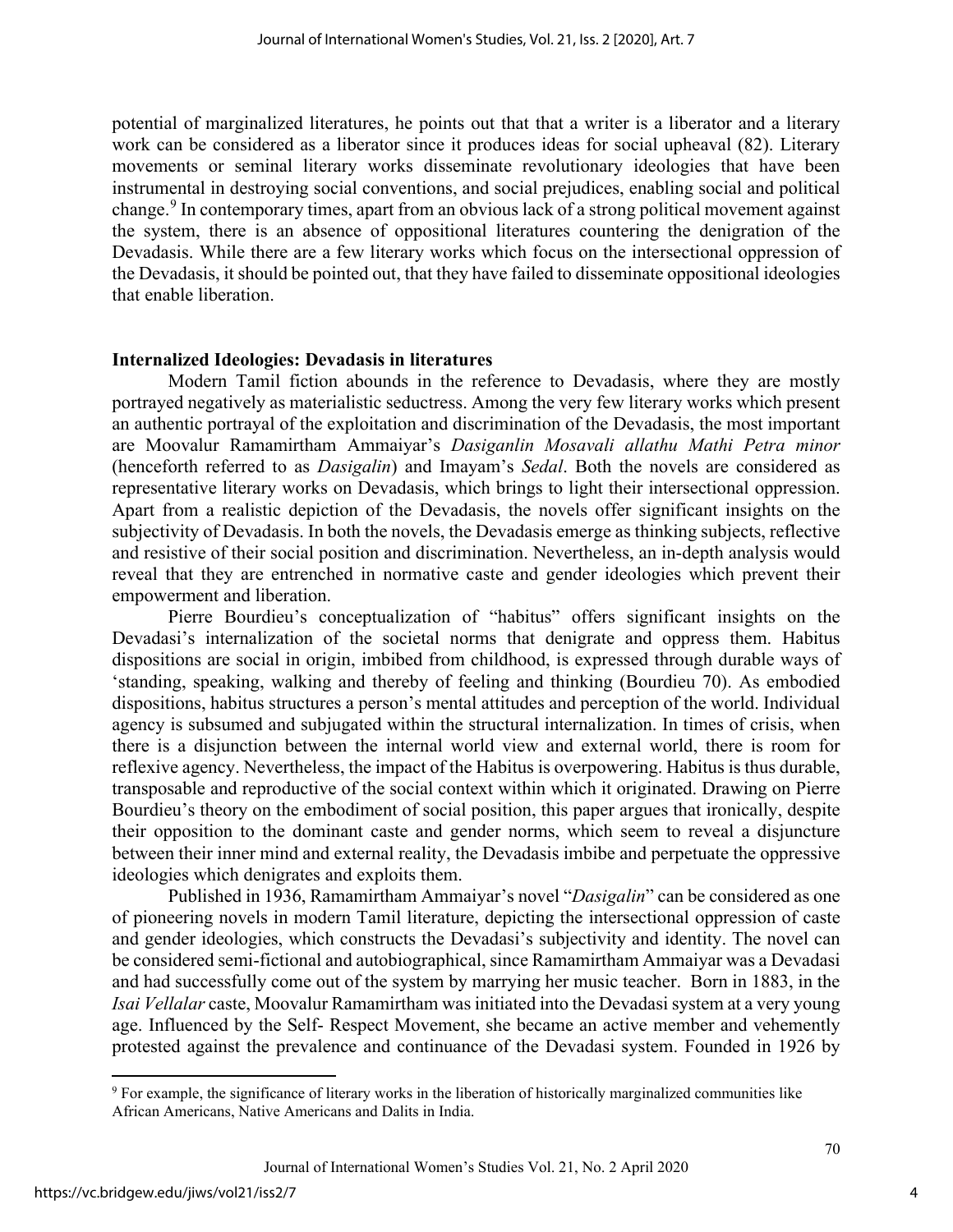potential of marginalized literatures, he points out that that a writer is a liberator and a literary work can be considered as a liberator since it produces ideas for social upheaval (82). Literary movements or seminal literary works disseminate revolutionary ideologies that have been instrumental in destroying social conventions, and social prejudices, enabling social and political change.[9] In contemporary times, apart from an obvious lack of a strong political movement against the system, there is an absence of oppositional literatures countering the denigration of the Devadasis. While there are a few literary works which focus on the intersectional oppression of the Devadasis, it should be pointed out, that they have failed to disseminate oppositional ideologies that enable liberation.

## Internalized Ideologies: Devadasis in literatures

Modern Tamil fiction abounds in the reference to Devadasis, where they are mostly portrayed negatively as materialistic seductress. Among the very few literary works which present an authentic portrayal of the exploitation and discrimination of the Devadasis, the most important are Moovalur Ramamirtham Ammaiyar's *Dasiganlin Mosavali allathu Mathi Petra minor* (henceforth referred to as *Dasigalin*) and Imayam's *Sedal*. Both the novels are considered as representative literary works on Devadasis, which brings to light their intersectional oppression. Apart from a realistic depiction of the Devadasis, the novels offer significant insights on the subjectivity of Devadasis. In both the novels, the Devadasis emerge as thinking subjects, reflective and resistive of their social position and discrimination. Nevertheless, an in-depth analysis would reveal that they are entrenched in normative caste and gender ideologies which prevent their empowerment and liberation.

Pierre Bourdieu's conceptualization of "habitus" offers significant insights on the Devadasi's internalization of the societal norms that denigrate and oppress them. Habitus dispositions are social in origin, imbibed from childhood, is expressed through durable ways of 'standing, speaking, walking and thereby of feeling and thinking (Bourdieu 70). As embodied dispositions, habitus structures a person's mental attitudes and perception of the world. Individual agency is subsumed and subjugated within the structural internalization. In times of crisis, when there is a disjunction between the internal world view and external world, there is room for reflexive agency. Nevertheless, the impact of the Habitus is overpowering. Habitus is thus durable, transposable and reproductive of the social context within which it originated. Drawing on Pierre Bourdieu's theory on the embodiment of social position, this paper argues that ironically, despite their opposition to the dominant caste and gender norms, which seem to reveal a disjuncture between their inner mind and external reality, the Devadasis imbibe and perpetuate the oppressive ideologies which denigrates and exploits them.

Published in 1936, Ramamirtham Ammaiyar's novel "*Dasigalin*" can be considered as one of pioneering novels in modern Tamil literature, depicting the intersectional oppression of caste and gender ideologies, which constructs the Devadasi's subjectivity and identity. The novel can be considered semi-fictional and autobiographical, since Ramamirtham Ammaiyar was a Devadasi and had successfully come out of the system by marrying her music teacher. Born in 1883, in the *Isai Vellalar* caste, Moovalur Ramamirtham was initiated into the Devadasi system at a very young age. Influenced by the Self- Respect Movement, she became an active member and vehemently protested against the prevalence and continuance of the Devadasi system. Founded in 1926 by

[9] For example, the significance of literary works in the liberation of historically marginalized communities like African Americans, Native Americans and Dalits in India.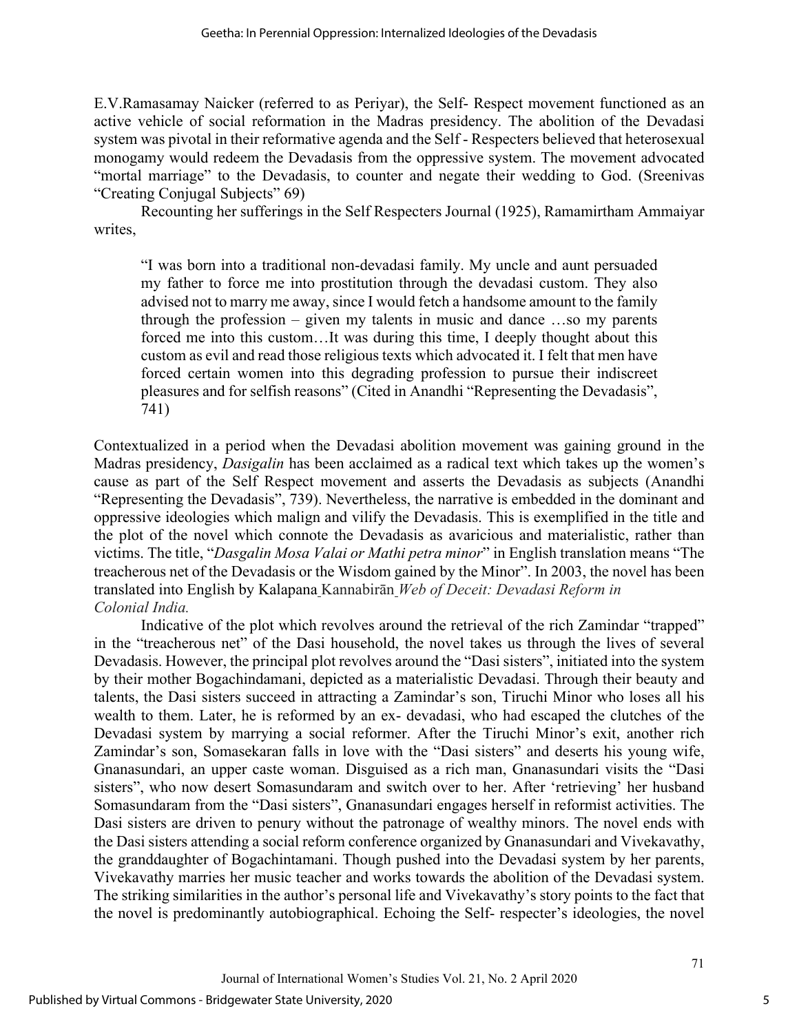E.V.Ramasamay Naicker (referred to as Periyar), the Self- Respect movement functioned as an active vehicle of social reformation in the Madras presidency. The abolition of the Devadasi system was pivotal in their reformative agenda and the Self - Respecters believed that heterosexual monogamy would redeem the Devadasis from the oppressive system. The movement advocated "mortal marriage" to the Devadasis, to counter and negate their wedding to God. (Sreenivas "Creating Conjugal Subjects" 69)

Recounting her sufferings in the Self Respecters Journal (1925), Ramamirtham Ammaiyar writes,

> "I was born into a traditional non-devadasi family. My uncle and aunt persuaded my father to force me into prostitution through the devadasi custom. They also advised not to marry me away, since I would fetch a handsome amount to the family through the profession – given my talents in music and dance …so my parents forced me into this custom…It was during this time, I deeply thought about this custom as evil and read those religious texts which advocated it. I felt that men have forced certain women into this degrading profession to pursue their indiscreet pleasures and for selfish reasons" (Cited in Anandhi "Representing the Devadasis", 741)

Contextualized in a period when the Devadasi abolition movement was gaining ground in the Madras presidency, *Dasigalin* has been acclaimed as a radical text which takes up the women's cause as part of the Self Respect movement and asserts the Devadasis as subjects (Anandhi "Representing the Devadasis", 739). Nevertheless, the narrative is embedded in the dominant and oppressive ideologies which malign and vilify the Devadasis. This is exemplified in the title and the plot of the novel which connote the Devadasis as avaricious and materialistic, rather than victims. The title, "*Dasgalin Mosa Valai or Mathi petra minor*" in English translation means "The treacherous net of the Devadasis or the Wisdom gained by the Minor". In 2003, the novel has been translated into English by Kalapana Kannabirān *Web of Deceit: Devadasi Reform in Colonial India.*

Indicative of the plot which revolves around the retrieval of the rich Zamindar "trapped" in the "treacherous net" of the Dasi household, the novel takes us through the lives of several Devadasis. However, the principal plot revolves around the "Dasi sisters", initiated into the system by their mother Bogachindamani, depicted as a materialistic Devadasi. Through their beauty and talents, the Dasi sisters succeed in attracting a Zamindar's son, Tiruchi Minor who loses all his wealth to them. Later, he is reformed by an ex- devadasi, who had escaped the clutches of the Devadasi system by marrying a social reformer. After the Tiruchi Minor's exit, another rich Zamindar's son, Somasekaran falls in love with the "Dasi sisters" and deserts his young wife, Gnanasundari, an upper caste woman. Disguised as a rich man, Gnanasundari visits the "Dasi sisters", who now desert Somasundaram and switch over to her. After 'retrieving' her husband Somasundaram from the "Dasi sisters", Gnanasundari engages herself in reformist activities. The Dasi sisters are driven to penury without the patronage of wealthy minors. The novel ends with the Dasi sisters attending a social reform conference organized by Gnanasundari and Vivekavathy, the granddaughter of Bogachintamani. Though pushed into the Devadasi system by her parents, Vivekavathy marries her music teacher and works towards the abolition of the Devadasi system. The striking similarities in the author's personal life and Vivekavathy's story points to the fact that the novel is predominantly autobiographical. Echoing the Self- respecter's ideologies, the novel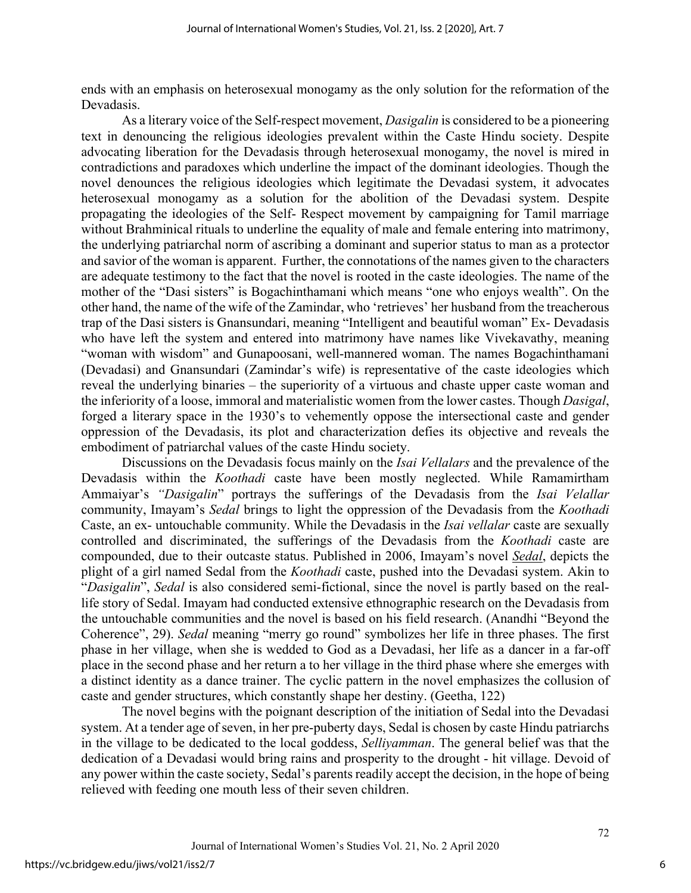ends with an emphasis on heterosexual monogamy as the only solution for the reformation of the Devadasis.

As a literary voice of the Self-respect movement, *Dasigalin* is considered to be a pioneering text in denouncing the religious ideologies prevalent within the Caste Hindu society. Despite advocating liberation for the Devadasis through heterosexual monogamy, the novel is mired in contradictions and paradoxes which underline the impact of the dominant ideologies. Though the novel denounces the religious ideologies which legitimate the Devadasi system, it advocates heterosexual monogamy as a solution for the abolition of the Devadasi system. Despite propagating the ideologies of the Self- Respect movement by campaigning for Tamil marriage without Brahminical rituals to underline the equality of male and female entering into matrimony, the underlying patriarchal norm of ascribing a dominant and superior status to man as a protector and savior of the woman is apparent. Further, the connotations of the names given to the characters are adequate testimony to the fact that the novel is rooted in the caste ideologies. The name of the mother of the "Dasi sisters" is Bogachinthamani which means "one who enjoys wealth". On the other hand, the name of the wife of the Zamindar, who 'retrieves' her husband from the treacherous trap of the Dasi sisters is Gnansundari, meaning "Intelligent and beautiful woman" Ex- Devadasis who have left the system and entered into matrimony have names like Vivekavathy, meaning "woman with wisdom" and Gunapoosani, well-mannered woman. The names Bogachinthamani (Devadasi) and Gnansundari (Zamindar's wife) is representative of the caste ideologies which reveal the underlying binaries – the superiority of a virtuous and chaste upper caste woman and the inferiority of a loose, immoral and materialistic women from the lower castes. Though *Dasigal*, forged a literary space in the 1930's to vehemently oppose the intersectional caste and gender oppression of the Devadasis, its plot and characterization defies its objective and reveals the embodiment of patriarchal values of the caste Hindu society.

Discussions on the Devadasis focus mainly on the *Isai Vellalars* and the prevalence of the Devadasis within the *Koothadi* caste have been mostly neglected. While Ramamirtham Ammaiyar's *"Dasigalin*" portrays the sufferings of the Devadasis from the *Isai Velallar* community, Imayam's *Sedal* brings to light the oppression of the Devadasis from the *Koothadi* Caste, an ex- untouchable community. While the Devadasis in the *Isai vellalar* caste are sexually controlled and discriminated, the sufferings of the Devadasis from the *Koothadi* caste are compounded, due to their outcaste status. Published in 2006, Imayam's novel *Sedal*, depicts the plight of a girl named Sedal from the *Koothadi* caste, pushed into the Devadasi system. Akin to "*Dasigalin*", *Sedal* is also considered semi-fictional, since the novel is partly based on the real-life story of Sedal. Imayam had conducted extensive ethnographic research on the Devadasis from the untouchable communities and the novel is based on his field research. (Anandhi "Beyond the Coherence", 29). *Sedal* meaning "merry go round" symbolizes her life in three phases. The first phase in her village, when she is wedded to God as a Devadasi, her life as a dancer in a far-off place in the second phase and her return a to her village in the third phase where she emerges with a distinct identity as a dance trainer. The cyclic pattern in the novel emphasizes the collusion of caste and gender structures, which constantly shape her destiny. (Geetha, 122)

The novel begins with the poignant description of the initiation of Sedal into the Devadasi system. At a tender age of seven, in her pre-puberty days, Sedal is chosen by caste Hindu patriarchs in the village to be dedicated to the local goddess, *Selliyamman*. The general belief was that the dedication of a Devadasi would bring rains and prosperity to the drought - hit village. Devoid of any power within the caste society, Sedal's parents readily accept the decision, in the hope of being relieved with feeding one mouth less of their seven children.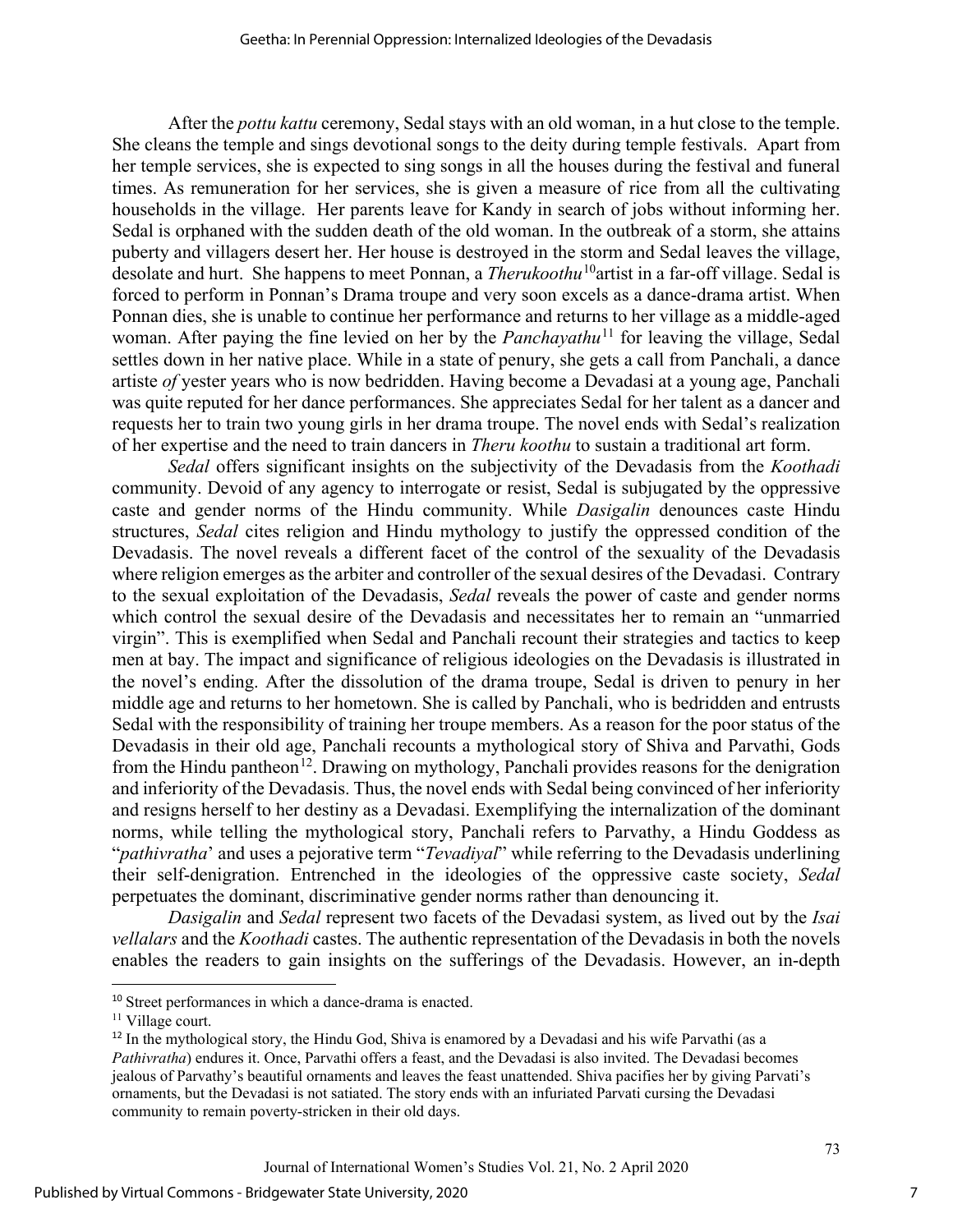After the *pottu kattu* ceremony, Sedal stays with an old woman, in a hut close to the temple. She cleans the temple and sings devotional songs to the deity during temple festivals. Apart from her temple services, she is expected to sing songs in all the houses during the festival and funeral times. As remuneration for her services, she is given a measure of rice from all the cultivating households in the village. Her parents leave for Kandy in search of jobs without informing her. Sedal is orphaned with the sudden death of the old woman. In the outbreak of a storm, she attains puberty and villagers desert her. Her house is destroyed in the storm and Sedal leaves the village, desolate and hurt. She happens to meet Ponnan, a *Therukoothu*[10] artist in a far-off village. Sedal is forced to perform in Ponnan's Drama troupe and very soon excels as a dance-drama artist. When Ponnan dies, she is unable to continue her performance and returns to her village as a middle-aged woman. After paying the fine levied on her by the *Panchayathu*[11] for leaving the village, Sedal settles down in her native place. While in a state of penury, she gets a call from Panchali, a dance artiste *of* yester years who is now bedridden. Having become a Devadasi at a young age, Panchali was quite reputed for her dance performances. She appreciates Sedal for her talent as a dancer and requests her to train two young girls in her drama troupe. The novel ends with Sedal's realization of her expertise and the need to train dancers in *Theru koothu* to sustain a traditional art form.

*Sedal* offers significant insights on the subjectivity of the Devadasis from the *Koothadi* community. Devoid of any agency to interrogate or resist, Sedal is subjugated by the oppressive caste and gender norms of the Hindu community. While *Dasigalin* denounces caste Hindu structures, *Sedal* cites religion and Hindu mythology to justify the oppressed condition of the Devadasis. The novel reveals a different facet of the control of the sexuality of the Devadasis where religion emerges as the arbiter and controller of the sexual desires of the Devadasi. Contrary to the sexual exploitation of the Devadasis, *Sedal* reveals the power of caste and gender norms which control the sexual desire of the Devadasis and necessitates her to remain an "unmarried virgin". This is exemplified when Sedal and Panchali recount their strategies and tactics to keep men at bay. The impact and significance of religious ideologies on the Devadasis is illustrated in the novel's ending. After the dissolution of the drama troupe, Sedal is driven to penury in her middle age and returns to her hometown. She is called by Panchali, who is bedridden and entrusts Sedal with the responsibility of training her troupe members. As a reason for the poor status of the Devadasis in their old age, Panchali recounts a mythological story of Shiva and Parvathi, Gods from the Hindu pantheon[12]. Drawing on mythology, Panchali provides reasons for the denigration and inferiority of the Devadasis. Thus, the novel ends with Sedal being convinced of her inferiority and resigns herself to her destiny as a Devadasi. Exemplifying the internalization of the dominant norms, while telling the mythological story, Panchali refers to Parvathy, a Hindu Goddess as "*pathivratha*' and uses a pejorative term "*Tevadiyal*" while referring to the Devadasis underlining their self-denigration. Entrenched in the ideologies of the oppressive caste society, *Sedal* perpetuates the dominant, discriminative gender norms rather than denouncing it.

*Dasigalin* and *Sedal* represent two facets of the Devadasi system, as lived out by the *Isai vellalars* and the *Koothadi* castes. The authentic representation of the Devadasis in both the novels enables the readers to gain insights on the sufferings of the Devadasis. However, an in-depth

---

[10] Street performances in which a dance-drama is enacted.

[11] Village court.

[12] In the mythological story, the Hindu God, Shiva is enamored by a Devadasi and his wife Parvathi (as a *Pathivratha*) endures it. Once, Parvathi offers a feast, and the Devadasi is also invited. The Devadasi becomes jealous of Parvathy's beautiful ornaments and leaves the feast unattended. Shiva pacifies her by giving Parvati's ornaments, but the Devadasi is not satiated. The story ends with an infuriated Parvati cursing the Devadasi community to remain poverty-stricken in their old days.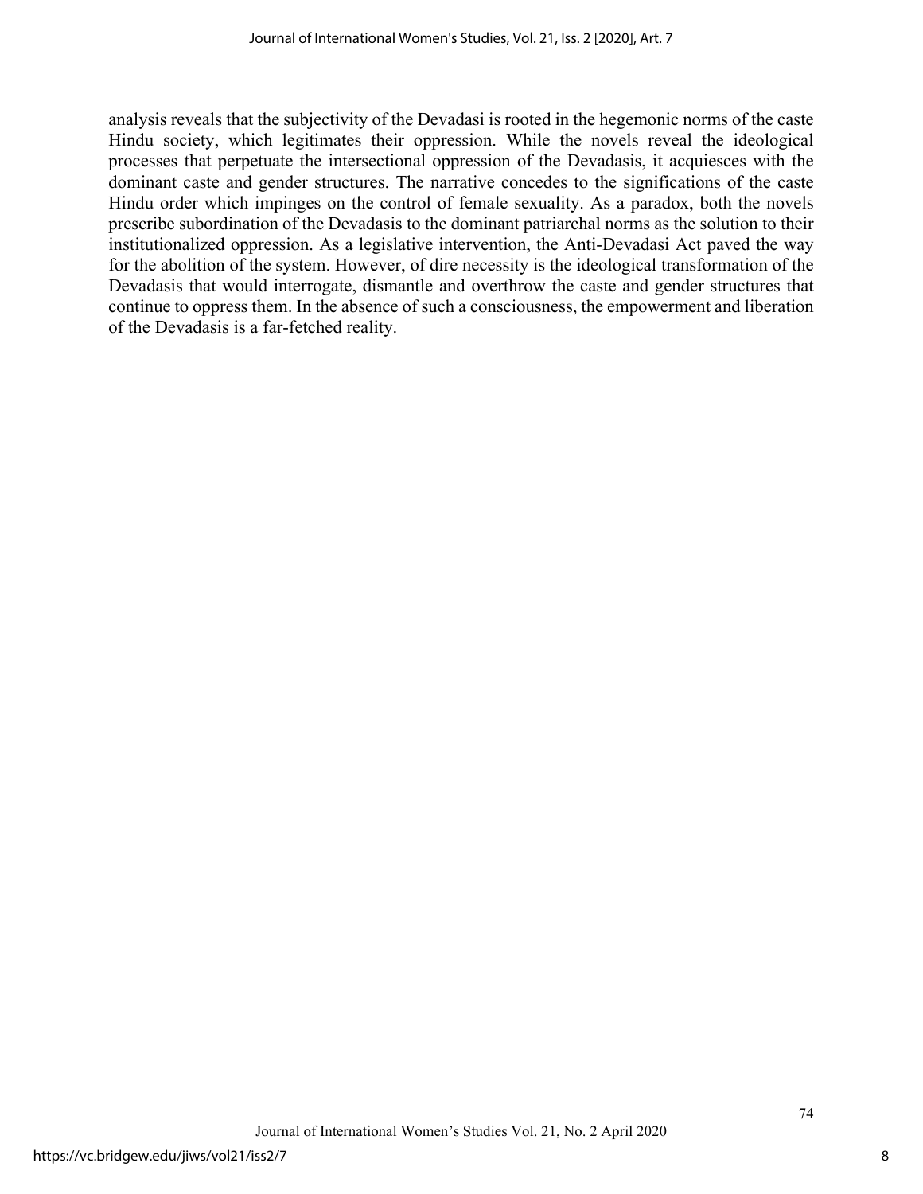analysis reveals that the subjectivity of the Devadasi is rooted in the hegemonic norms of the caste Hindu society, which legitimates their oppression. While the novels reveal the ideological processes that perpetuate the intersectional oppression of the Devadasis, it acquiesces with the dominant caste and gender structures. The narrative concedes to the significations of the caste Hindu order which impinges on the control of female sexuality. As a paradox, both the novels prescribe subordination of the Devadasis to the dominant patriarchal norms as the solution to their institutionalized oppression. As a legislative intervention, the Anti-Devadasi Act paved the way for the abolition of the system. However, of dire necessity is the ideological transformation of the Devadasis that would interrogate, dismantle and overthrow the caste and gender structures that continue to oppress them. In the absence of such a consciousness, the empowerment and liberation of the Devadasis is a far-fetched reality.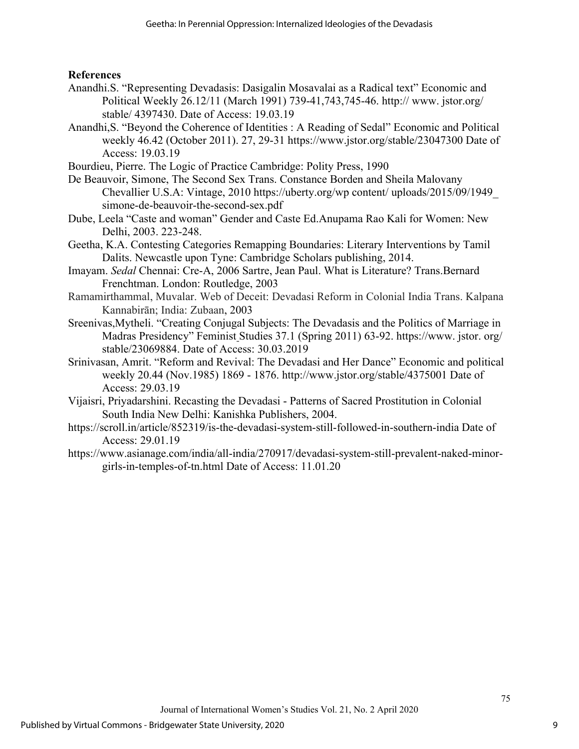**References**

Anandhi.S. "Representing Devadasis: Dasigalin Mosavalai as a Radical text" Economic and Political Weekly 26.12/11 (March 1991) 739-41,743,745-46. http:// www. jstor.org/ stable/ 4397430. Date of Access: 19.03.19

Anandhi,S. "Beyond the Coherence of Identities : A Reading of Sedal" Economic and Political weekly 46.42 (October 2011). 27, 29-31 https://www.jstor.org/stable/23047300 Date of Access: 19.03.19

Bourdieu, Pierre. The Logic of Practice Cambridge: Polity Press, 1990

De Beauvoir, Simone, The Second Sex Trans. Constance Borden and Sheila Malovany Chevallier U.S.A: Vintage, 2010 https://uberty.org/wp content/ uploads/2015/09/1949_ simone-de-beauvoir-the-second-sex.pdf

Dube, Leela "Caste and woman" Gender and Caste Ed.Anupama Rao Kali for Women: New Delhi, 2003. 223-248.

Geetha, K.A. Contesting Categories Remapping Boundaries: Literary Interventions by Tamil Dalits. Newcastle upon Tyne: Cambridge Scholars publishing, 2014.

Imayam. *Sedal* Chennai: Cre-A, 2006 Sartre, Jean Paul. What is Literature? Trans.Bernard Frenchtman. London: Routledge, 2003

Ramamirthammal, Muvalar. Web of Deceit: Devadasi Reform in Colonial India Trans. Kalpana Kannabirān; India: Zubaan, 2003

Sreenivas,Mytheli. "Creating Conjugal Subjects: The Devadasis and the Politics of Marriage in Madras Presidency" Feminist Studies 37.1 (Spring 2011) 63-92. https://www. jstor. org/ stable/23069884. Date of Access: 30.03.2019

Srinivasan, Amrit. "Reform and Revival: The Devadasi and Her Dance" Economic and political weekly 20.44 (Nov.1985) 1869 - 1876. http://www.jstor.org/stable/4375001 Date of Access: 29.03.19

Vijaisri, Priyadarshini. Recasting the Devadasi - Patterns of Sacred Prostitution in Colonial South India New Delhi: Kanishka Publishers, 2004.

https://scroll.in/article/852319/is-the-devadasi-system-still-followed-in-southern-india Date of Access: 29.01.19

https://www.asianage.com/india/all-india/270917/devadasi-system-still-prevalent-naked-minor-girls-in-temples-of-tn.html Date of Access: 11.01.20